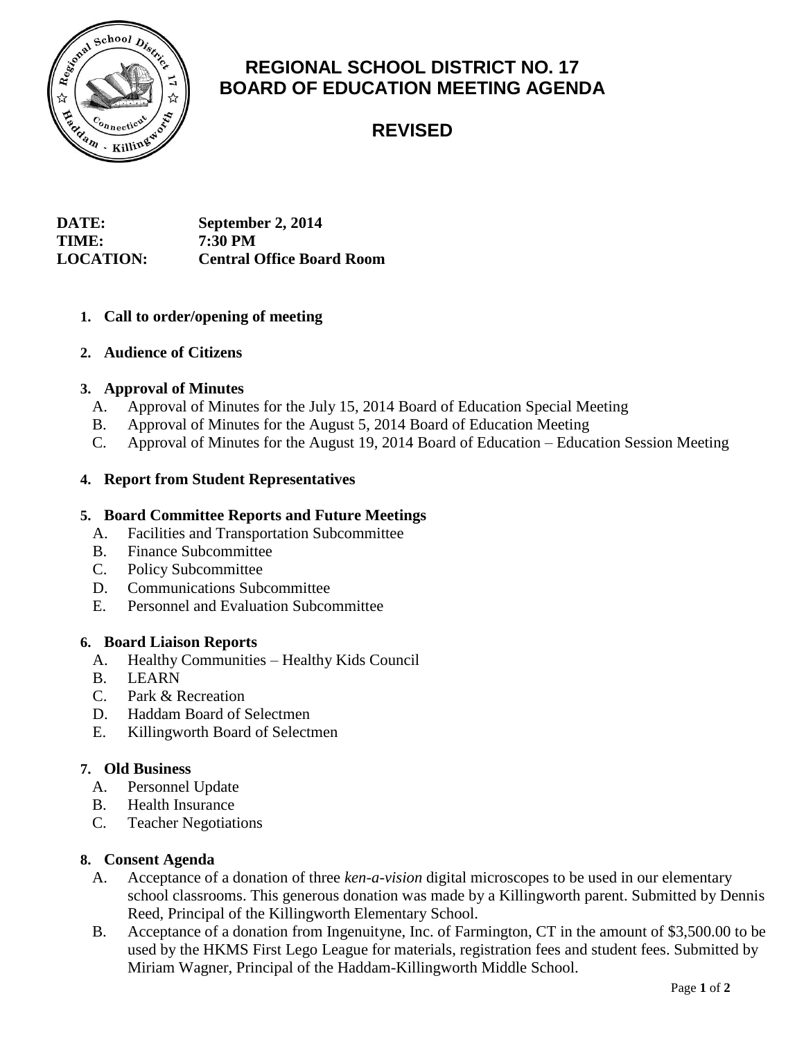# REGIONAL SCHOOL DISTRICT NO. 17
# BOARD OF EDUCATION MEETING AGENDA

## REVISED

**DATE:** September 2, 2014
**TIME:** 7:30 PM
**LOCATION:** Central Office Board Room

1. **Call to order/opening of meeting**

2. **Audience of Citizens**

3. **Approval of Minutes**
   A. Approval of Minutes for the July 15, 2014 Board of Education Special Meeting
   B. Approval of Minutes for the August 5, 2014 Board of Education Meeting
   C. Approval of Minutes for the August 19, 2014 Board of Education – Education Session Meeting

4. **Report from Student Representatives**

5. **Board Committee Reports and Future Meetings**
   A. Facilities and Transportation Subcommittee
   B. Finance Subcommittee
   C. Policy Subcommittee
   D. Communications Subcommittee
   E. Personnel and Evaluation Subcommittee

6. **Board Liaison Reports**
   A. Healthy Communities – Healthy Kids Council
   B. LEARN
   C. Park & Recreation
   D. Haddam Board of Selectmen
   E. Killingworth Board of Selectmen

7. **Old Business**
   A. Personnel Update
   B. Health Insurance
   C. Teacher Negotiations

8. **Consent Agenda**
   A. Acceptance of a donation of three *ken-a-vision* digital microscopes to be used in our elementary school classrooms. This generous donation was made by a Killingworth parent. Submitted by Dennis Reed, Principal of the Killingworth Elementary School.
   B. Acceptance of a donation from Ingenuityne, Inc. of Farmington, CT in the amount of $3,500.00 to be used by the HKMS First Lego League for materials, registration fees and student fees. Submitted by Miriam Wagner, Principal of the Haddam-Killingworth Middle School.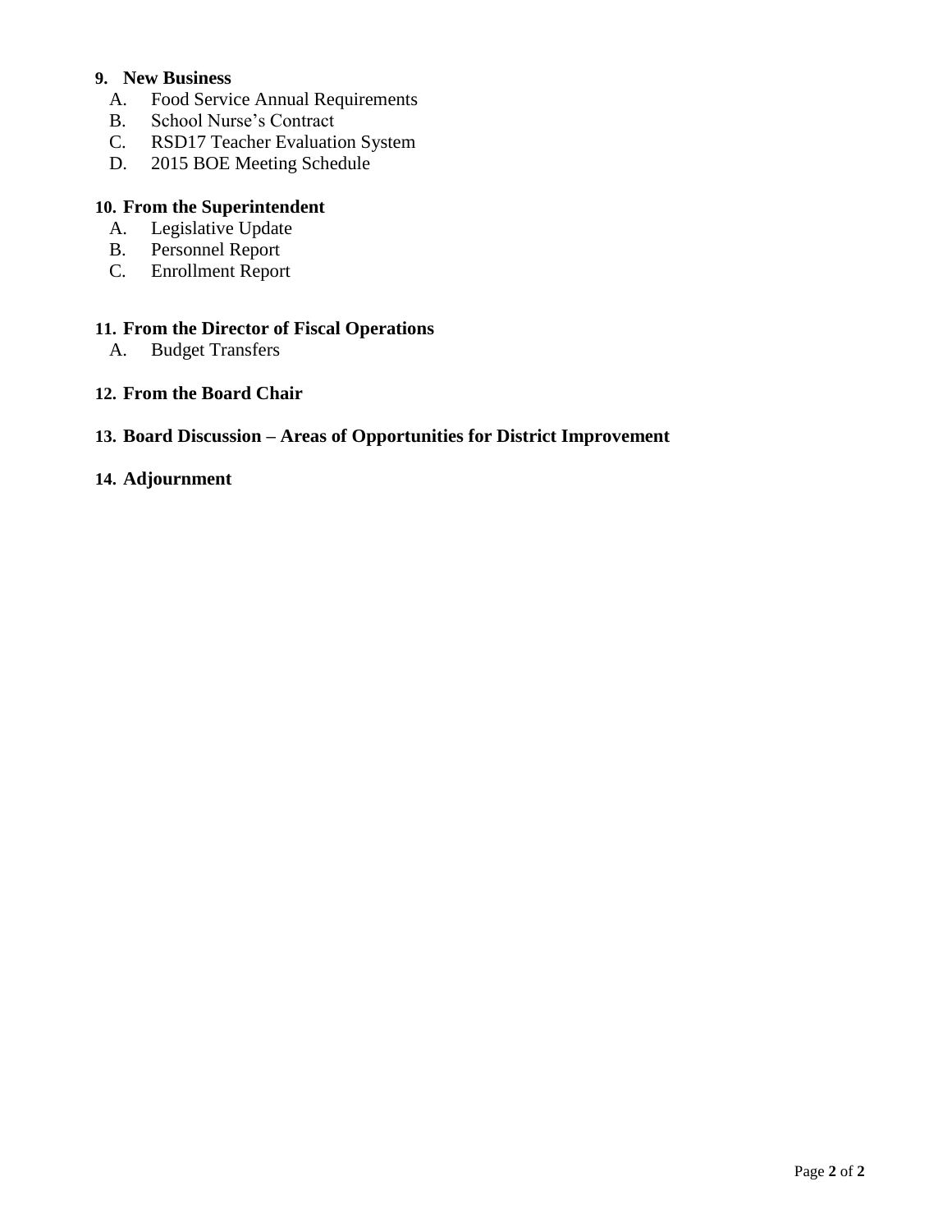**9. New Business**

A. Food Service Annual Requirements
B. School Nurse's Contract
C. RSD17 Teacher Evaluation System
D. 2015 BOE Meeting Schedule

**10. From the Superintendent**

A. Legislative Update
B. Personnel Report
C. Enrollment Report

**11. From the Director of Fiscal Operations**

A. Budget Transfers

**12. From the Board Chair**

**13. Board Discussion – Areas of Opportunities for District Improvement**

**14. Adjournment**